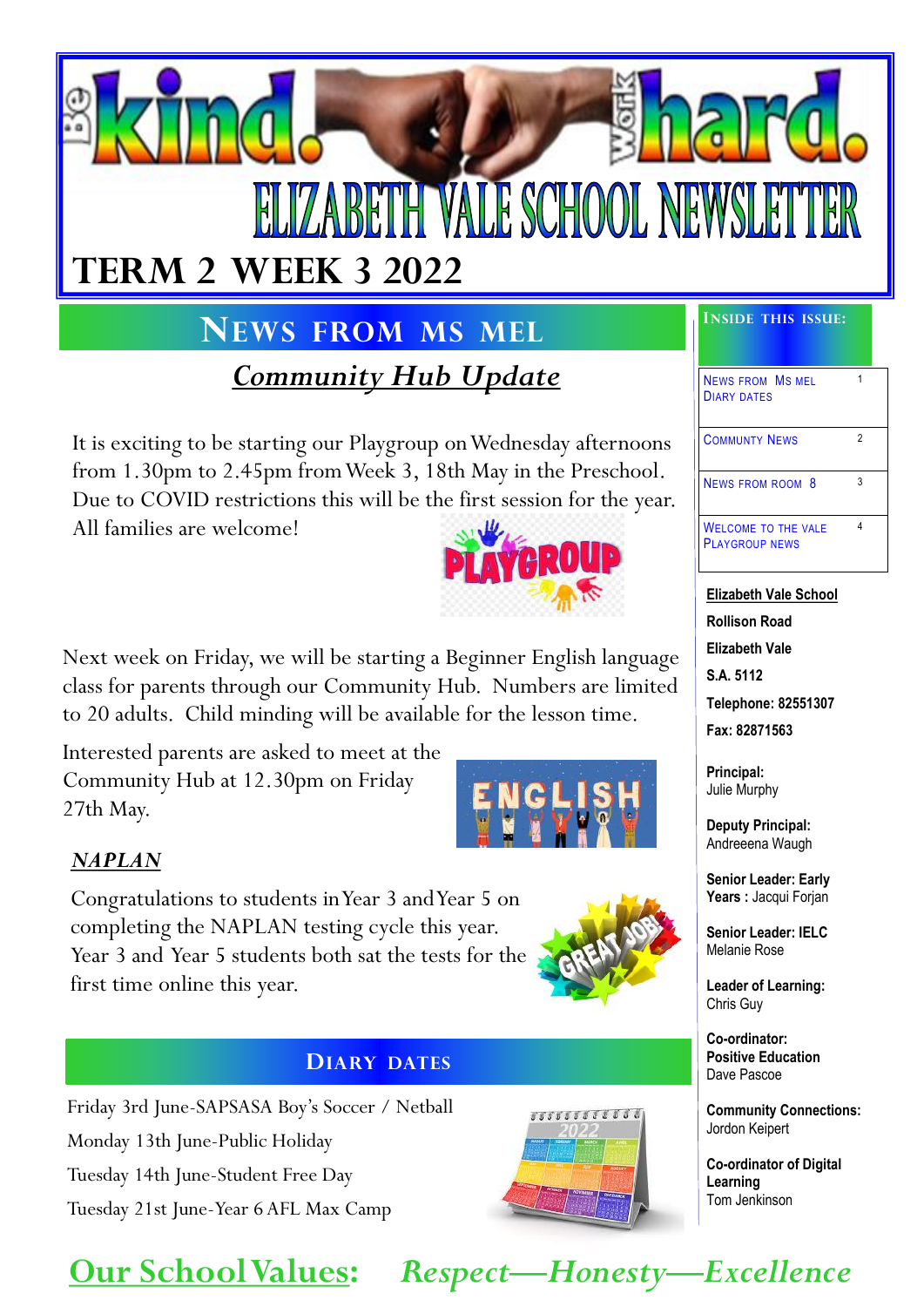# Be kind. Work hard.

# ELIZABETH VALE SCHOOL NEWSLETTER

## TERM 2 WEEK 3 2022

## News from Ms Mel

### *Community Hub Update*

It is exciting to be starting our Playgroup on Wednesday afternoons from 1.30pm to 2.45pm from Week 3, 18th May in the Preschool. Due to COVID restrictions this will be the first session for the year. All families are welcome!

Next week on Friday, we will be starting a Beginner English language class for parents through our Community Hub. Numbers are limited to 20 adults. Child minding will be available for the lesson time.

Interested parents are asked to meet at the Community Hub at 12.30pm on Friday 27th May.

### *NAPLAN*

Congratulations to students in Year 3 and Year 5 on completing the NAPLAN testing cycle this year. Year 3 and Year 5 students both sat the tests for the first time online this year.

## Diary Dates

Friday 3rd June-SAPSASA Boy's Soccer / Netball

Monday 13th June-Public Holiday

Tuesday 14th June-Student Free Day

Tuesday 21st June-Year 6 AFL Max Camp

**Inside this issue:**

| | |
|---|---|
| News from Ms Mel<br>Diary Dates | 1 |
| Communty News | 2 |
| News from Room 8 | 3 |
| Welcome to the Vale Playgroup News | 4 |

**Elizabeth Vale School**
**Rollison Road**
**Elizabeth Vale**
**S.A. 5112**
**Telephone: 82551307**
**Fax: 82871563**

**Principal:**
Julie Murphy

**Deputy Principal:**
Andreeena Waugh

**Senior Leader: Early Years :** Jacqui Forjan

**Senior Leader: IELC**
Melanie Rose

**Leader of Learning:**
Chris Guy

**Co-ordinator: Positive Education**
Dave Pascoe

**Community Connections:**
Jordon Keipert

**Co-ordinator of Digital Learning**
Tom Jenkinson

**Our School Values:** *Respect—Honesty—Excellence*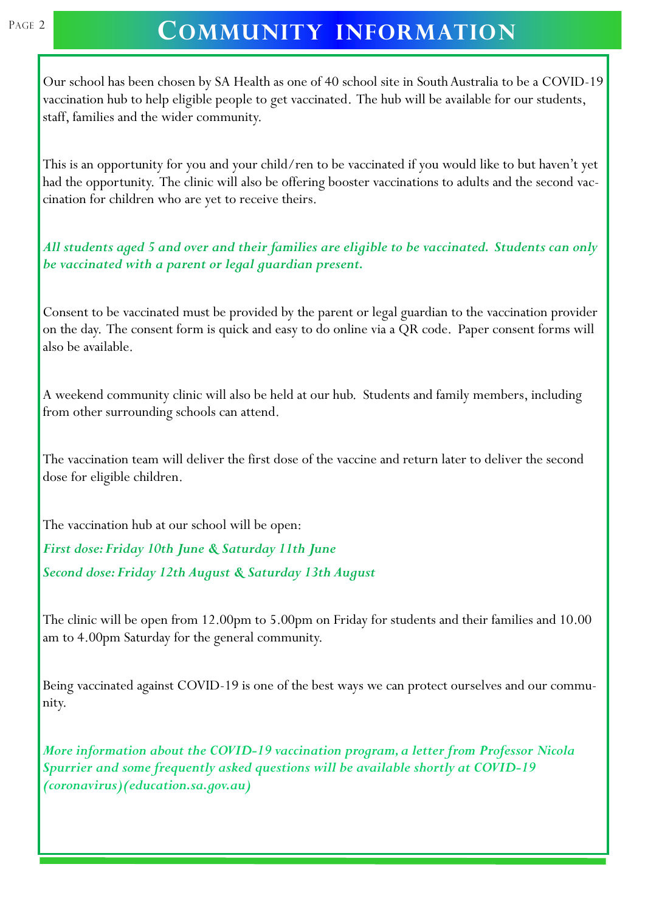# Community information

Our school has been chosen by SA Health as one of 40 school site in South Australia to be a COVID-19 vaccination hub to help eligible people to get vaccinated. The hub will be available for our students, staff, families and the wider community.

This is an opportunity for you and your child/ren to be vaccinated if you would like to but haven't yet had the opportunity. The clinic will also be offering booster vaccinations to adults and the second vaccination for children who are yet to receive theirs.

***All students aged 5 and over and their families are eligible to be vaccinated. Students can only be vaccinated with a parent or legal guardian present.***

Consent to be vaccinated must be provided by the parent or legal guardian to the vaccination provider on the day. The consent form is quick and easy to do online via a QR code. Paper consent forms will also be available.

A weekend community clinic will also be held at our hub. Students and family members, including from other surrounding schools can attend.

The vaccination team will deliver the first dose of the vaccine and return later to deliver the second dose for eligible children.

The vaccination hub at our school will be open:

***First dose: Friday 10th June & Saturday 11th June***

***Second dose: Friday 12th August & Saturday 13th August***

The clinic will be open from 12.00pm to 5.00pm on Friday for students and their families and 10.00 am to 4.00pm Saturday for the general community.

Being vaccinated against COVID-19 is one of the best ways we can protect ourselves and our community.

***More information about the COVID-19 vaccination program, a letter from Professor Nicola Spurrier and some frequently asked questions will be available shortly at COVID-19 (coronavirus)(education.sa.gov.au)***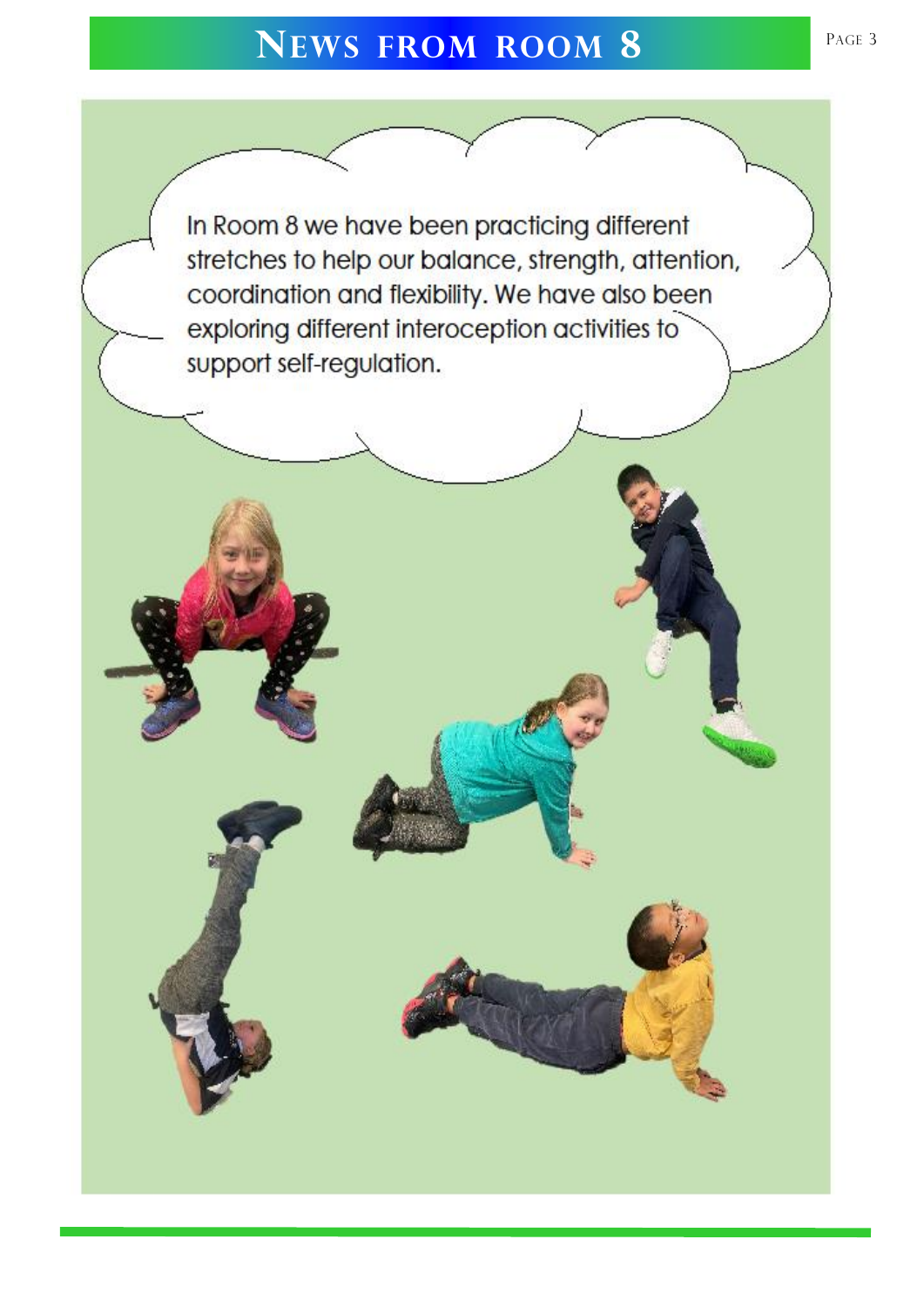# News from Room 8

In Room 8 we have been practicing different stretches to help our balance, strength, attention, coordination and flexibility. We have also been exploring different interoception activities to support self-regulation.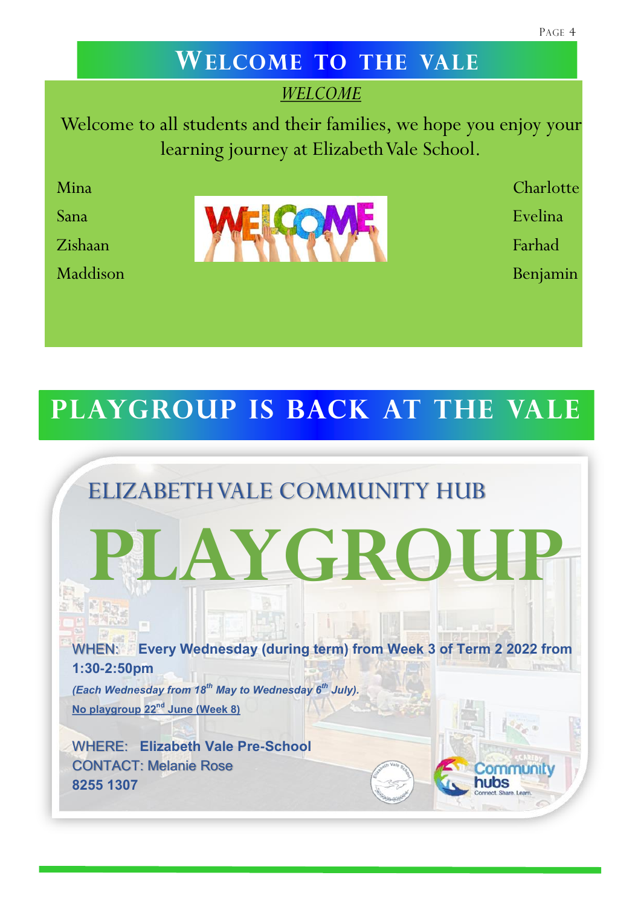# Welcome to the Vale

## *WELCOME*

Welcome to all students and their families, we hope you enjoy your learning journey at Elizabeth Vale School.

Mina
Sana
Zishaan
Maddison

Charlotte
Evelina
Farhad
Benjamin

# PLAYGROUP IS BACK AT THE VALE

## ELIZABETH VALE COMMUNITY HUB

# PLAYGROUP

WHEN: **Every Wednesday (during term) from Week 3 of Term 2 2022 from 1:30-2:50pm**

***(Each Wednesday from 18th May to Wednesday 6th July).***

**No playgroup 22nd June (Week 8)**

WHERE: **Elizabeth Vale Pre-School**

CONTACT: Melanie Rose

**8255 1307**

Community hubs
Connect. Share. Learn.